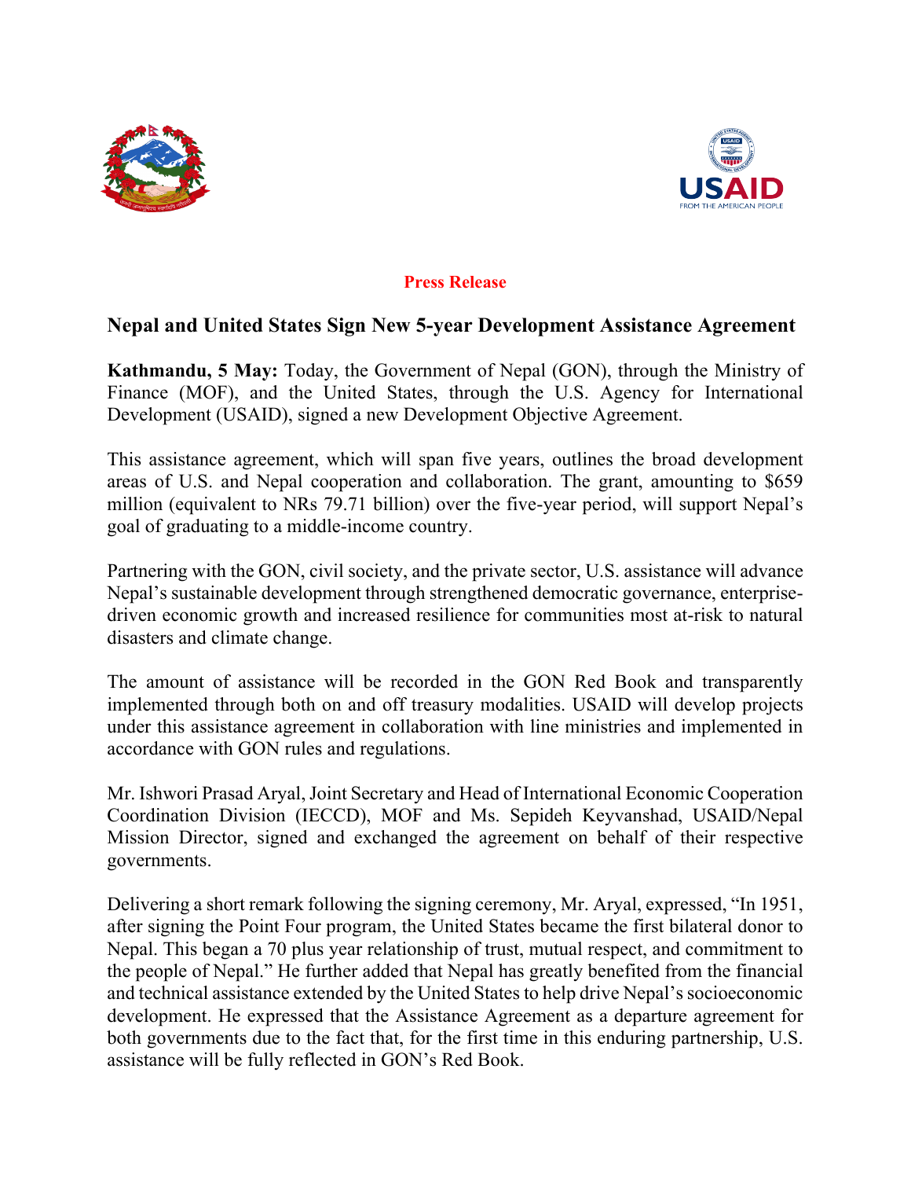**Press Release**

## Nepal and United States Sign New 5-year Development Assistance Agreement

**Kathmandu, 5 May:** Today, the Government of Nepal (GON), through the Ministry of Finance (MOF), and the United States, through the U.S. Agency for International Development (USAID), signed a new Development Objective Agreement.

This assistance agreement, which will span five years, outlines the broad development areas of U.S. and Nepal cooperation and collaboration. The grant, amounting to $659 million (equivalent to NRs 79.71 billion) over the five-year period, will support Nepal's goal of graduating to a middle-income country.

Partnering with the GON, civil society, and the private sector, U.S. assistance will advance Nepal's sustainable development through strengthened democratic governance, enterprise-driven economic growth and increased resilience for communities most at-risk to natural disasters and climate change.

The amount of assistance will be recorded in the GON Red Book and transparently implemented through both on and off treasury modalities. USAID will develop projects under this assistance agreement in collaboration with line ministries and implemented in accordance with GON rules and regulations.

Mr. Ishwori Prasad Aryal, Joint Secretary and Head of International Economic Cooperation Coordination Division (IECCD), MOF and Ms. Sepideh Keyvanshad, USAID/Nepal Mission Director, signed and exchanged the agreement on behalf of their respective governments.

Delivering a short remark following the signing ceremony, Mr. Aryal, expressed, "In 1951, after signing the Point Four program, the United States became the first bilateral donor to Nepal. This began a 70 plus year relationship of trust, mutual respect, and commitment to the people of Nepal." He further added that Nepal has greatly benefited from the financial and technical assistance extended by the United States to help drive Nepal's socioeconomic development. He expressed that the Assistance Agreement as a departure agreement for both governments due to the fact that, for the first time in this enduring partnership, U.S. assistance will be fully reflected in GON's Red Book.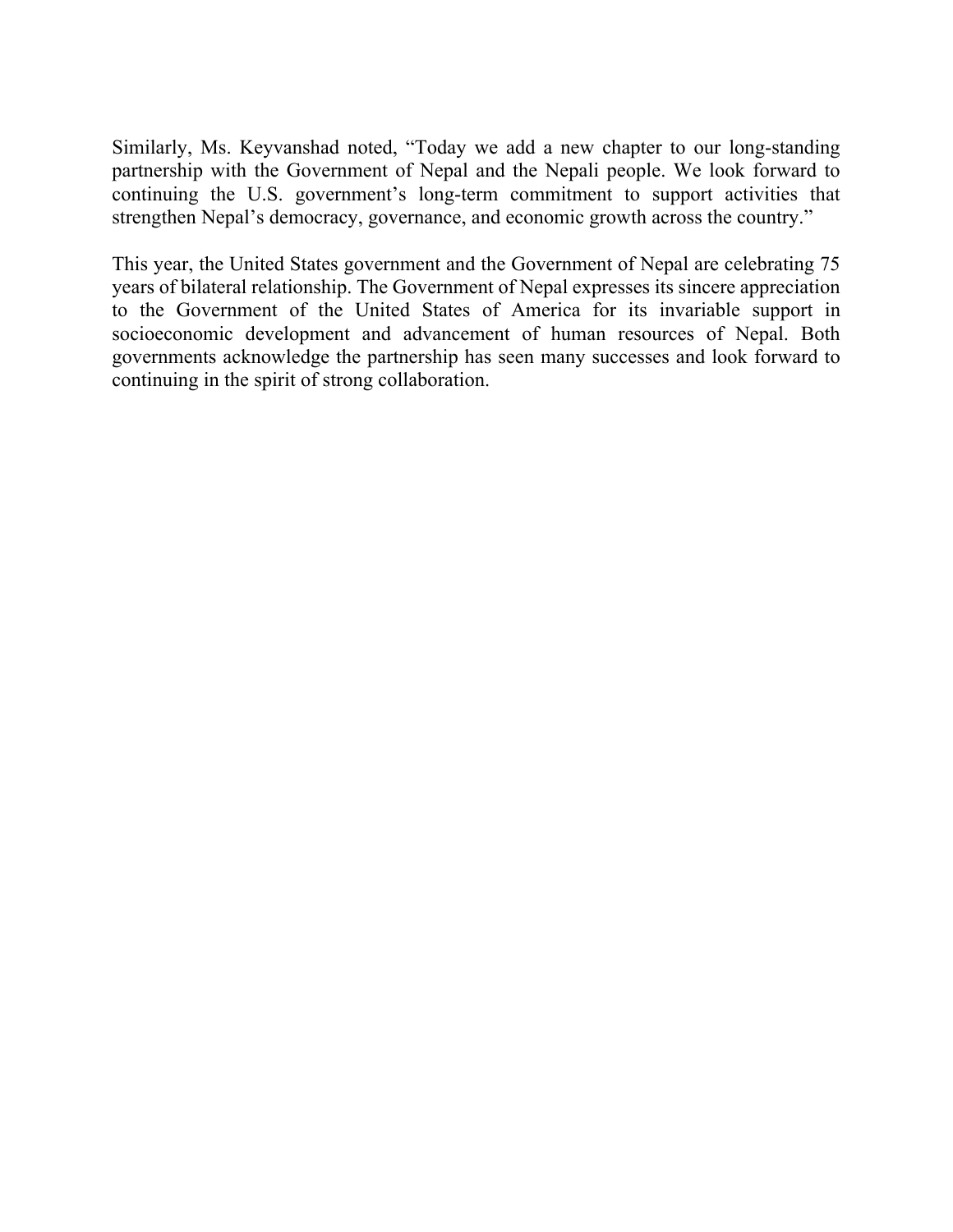Similarly, Ms. Keyvanshad noted, “Today we add a new chapter to our long-standing partnership with the Government of Nepal and the Nepali people. We look forward to continuing the U.S. government’s long-term commitment to support activities that strengthen Nepal’s democracy, governance, and economic growth across the country.”

This year, the United States government and the Government of Nepal are celebrating 75 years of bilateral relationship. The Government of Nepal expresses its sincere appreciation to the Government of the United States of America for its invariable support in socioeconomic development and advancement of human resources of Nepal. Both governments acknowledge the partnership has seen many successes and look forward to continuing in the spirit of strong collaboration.